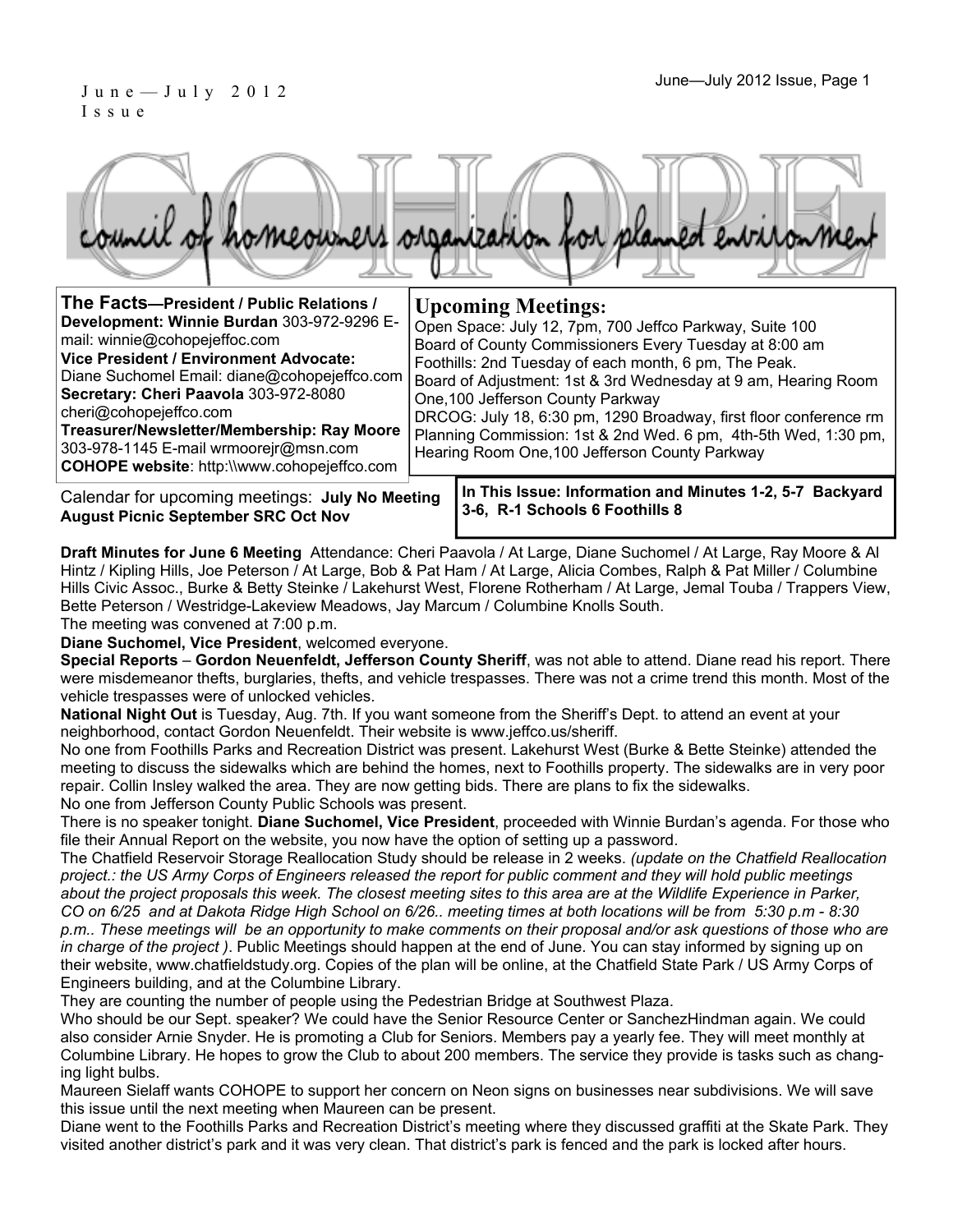June—July 2012 Issue

# COHOPE

## council of homeowners organization for planned environment

**The Facts—President / Public Relations / Development: Winnie Burdan** 303-972-9296 E-mail: winnie@cohopejeffoc.com
**Vice President / Environment Advocate:** Diane Suchomel Email: diane@cohopejeffco.com
**Secretary: Cheri Paavola** 303-972-8080 cheri@cohopejeffco.com
**Treasurer/Newsletter/Membership: Ray Moore** 303-978-1145 E-mail wrmoorejr@msn.com
**COHOPE website**: http:\\www.cohopejeffco.com

## Upcoming Meetings:

Open Space: July 12, 7pm, 700 Jeffco Parkway, Suite 100
Board of County Commissioners Every Tuesday at 8:00 am
Foothills: 2nd Tuesday of each month, 6 pm, The Peak.
Board of Adjustment: 1st & 3rd Wednesday at 9 am, Hearing Room One,100 Jefferson County Parkway
DRCOG: July 18, 6:30 pm, 1290 Broadway, first floor conference rm
Planning Commission: 1st & 2nd Wed. 6 pm, 4th-5th Wed, 1:30 pm, Hearing Room One,100 Jefferson County Parkway

Calendar for upcoming meetings: **July No Meeting August Picnic September SRC Oct Nov**

**In This Issue: Information and Minutes 1-2, 5-7 Backyard 3-6, R-1 Schools 6 Foothills 8**

**Draft Minutes for June 6 Meeting** Attendance: Cheri Paavola / At Large, Diane Suchomel / At Large, Ray Moore & Al Hintz / Kipling Hills, Joe Peterson / At Large, Bob & Pat Ham / At Large, Alicia Combes, Ralph & Pat Miller / Columbine Hills Civic Assoc., Burke & Betty Steinke / Lakehurst West, Florene Rotherham / At Large, Jemal Touba / Trappers View, Bette Peterson / Westridge-Lakeview Meadows, Jay Marcum / Columbine Knolls South.

The meeting was convened at 7:00 p.m.

**Diane Suchomel, Vice President**, welcomed everyone.

**Special Reports** – **Gordon Neuenfeldt, Jefferson County Sheriff**, was not able to attend. Diane read his report. There were misdemeanor thefts, burglaries, thefts, and vehicle trespasses. There was not a crime trend this month. Most of the vehicle trespasses were of unlocked vehicles.

**National Night Out** is Tuesday, Aug. 7th. If you want someone from the Sheriff's Dept. to attend an event at your neighborhood, contact Gordon Neuenfeldt. Their website is www.jeffco.us/sheriff.

No one from Foothills Parks and Recreation District was present. Lakehurst West (Burke & Bette Steinke) attended the meeting to discuss the sidewalks which are behind the homes, next to Foothills property. The sidewalks are in very poor repair. Collin Insley walked the area. They are now getting bids. There are plans to fix the sidewalks.

No one from Jefferson County Public Schools was present.

There is no speaker tonight. **Diane Suchomel, Vice President**, proceeded with Winnie Burdan's agenda. For those who file their Annual Report on the website, you now have the option of setting up a password.

The Chatfield Reservoir Storage Reallocation Study should be release in 2 weeks. *(update on the Chatfield Reallocation project.: the US Army Corps of Engineers released the report for public comment and they will hold public meetings about the project proposals this week. The closest meeting sites to this area are at the Wildlife Experience in Parker, CO on 6/25 and at Dakota Ridge High School on 6/26.. meeting times at both locations will be from 5:30 p.m - 8:30 p.m.. These meetings will be an opportunity to make comments on their proposal and/or ask questions of those who are in charge of the project )*. Public Meetings should happen at the end of June. You can stay informed by signing up on their website, www.chatfieldstudy.org. Copies of the plan will be online, at the Chatfield State Park / US Army Corps of Engineers building, and at the Columbine Library.

They are counting the number of people using the Pedestrian Bridge at Southwest Plaza.

Who should be our Sept. speaker? We could have the Senior Resource Center or SanchezHindman again. We could also consider Arnie Snyder. He is promoting a Club for Seniors. Members pay a yearly fee. They will meet monthly at Columbine Library. He hopes to grow the Club to about 200 members. The service they provide is tasks such as changing light bulbs.

Maureen Sielaff wants COHOPE to support her concern on Neon signs on businesses near subdivisions. We will save this issue until the next meeting when Maureen can be present.

Diane went to the Foothills Parks and Recreation District's meeting where they discussed graffiti at the Skate Park. They visited another district's park and it was very clean. That district's park is fenced and the park is locked after hours.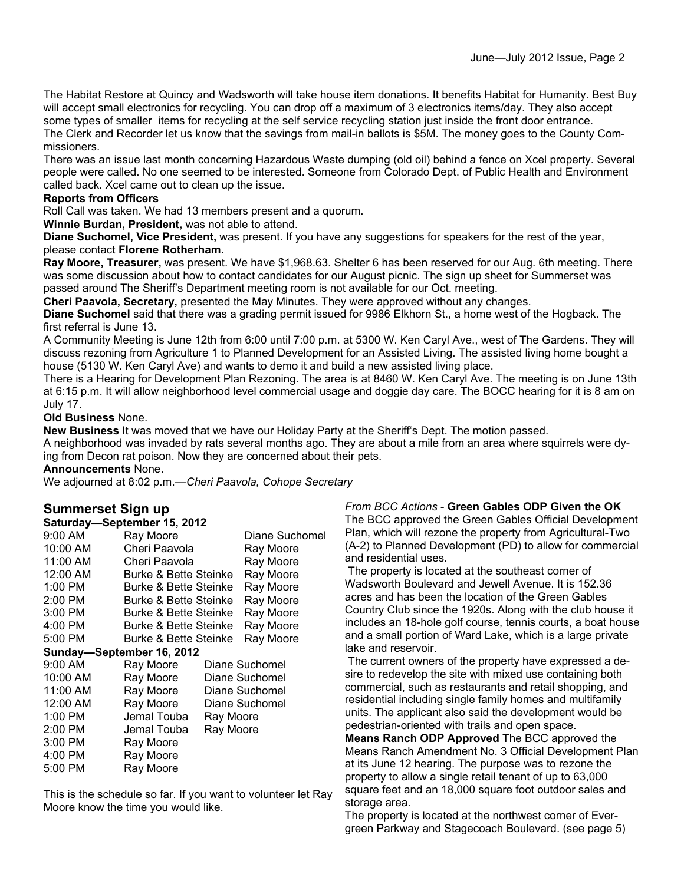The Habitat Restore at Quincy and Wadsworth will take house item donations. It benefits Habitat for Humanity. Best Buy will accept small electronics for recycling. You can drop off a maximum of 3 electronics items/day. They also accept some types of smaller items for recycling at the self service recycling station just inside the front door entrance.
The Clerk and Recorder let us know that the savings from mail-in ballots is $5M. The money goes to the County Commissioners.
There was an issue last month concerning Hazardous Waste dumping (old oil) behind a fence on Xcel property. Several people were called. No one seemed to be interested. Someone from Colorado Dept. of Public Health and Environment called back. Xcel came out to clean up the issue.

**Reports from Officers**

Roll Call was taken. We had 13 members present and a quorum.

**Winnie Burdan, President,** was not able to attend.

**Diane Suchomel, Vice President,** was present. If you have any suggestions for speakers for the rest of the year, please contact **Florene Rotherham.**

**Ray Moore, Treasurer,** was present. We have $1,968.63. Shelter 6 has been reserved for our Aug. 6th meeting. There was some discussion about how to contact candidates for our August picnic. The sign up sheet for Summerset was passed around The Sheriff's Department meeting room is not available for our Oct. meeting.

**Cheri Paavola, Secretary,** presented the May Minutes. They were approved without any changes.

**Diane Suchomel** said that there was a grading permit issued for 9986 Elkhorn St., a home west of the Hogback. The first referral is June 13.

A Community Meeting is June 12th from 6:00 until 7:00 p.m. at 5300 W. Ken Caryl Ave., west of The Gardens. They will discuss rezoning from Agriculture 1 to Planned Development for an Assisted Living. The assisted living home bought a house (5130 W. Ken Caryl Ave) and wants to demo it and build a new assisted living place.

There is a Hearing for Development Plan Rezoning. The area is at 8460 W. Ken Caryl Ave. The meeting is on June 13th at 6:15 p.m. It will allow neighborhood level commercial usage and doggie day care. The BOCC hearing for it is 8 am on July 17.

**Old Business** None.

**New Business** It was moved that we have our Holiday Party at the Sheriff's Dept. The motion passed.

A neighborhood was invaded by rats several months ago. They are about a mile from an area where squirrels were dying from Decon rat poison. Now they are concerned about their pets.

**Announcements** None.

We adjourned at 8:02 p.m.—*Cheri Paavola, Cohope Secretary*

## Summerset Sign up

**Saturday—September 15, 2012**

| | | |
|---|---|---|
| 9:00 AM | Ray Moore | Diane Suchomel |
| 10:00 AM | Cheri Paavola | Ray Moore |
| 11:00 AM | Cheri Paavola | Ray Moore |
| 12:00 AM | Burke & Bette Steinke | Ray Moore |
| 1:00 PM | Burke & Bette Steinke | Ray Moore |
| 2:00 PM | Burke & Bette Steinke | Ray Moore |
| 3:00 PM | Burke & Bette Steinke | Ray Moore |
| 4:00 PM | Burke & Bette Steinke | Ray Moore |
| 5:00 PM | Burke & Bette Steinke | Ray Moore |

**Sunday—September 16, 2012**

| | | |
|---|---|---|
| 9:00 AM | Ray Moore | Diane Suchomel |
| 10:00 AM | Ray Moore | Diane Suchomel |
| 11:00 AM | Ray Moore | Diane Suchomel |
| 12:00 AM | Ray Moore | Diane Suchomel |
| 1:00 PM | Jemal Touba | Ray Moore |
| 2:00 PM | Jemal Touba | Ray Moore |
| 3:00 PM | Ray Moore | |
| 4:00 PM | Ray Moore | |
| 5:00 PM | Ray Moore | |

This is the schedule so far. If you want to volunteer let Ray Moore know the time you would like.

*From BCC Actions* - **Green Gables ODP Given the OK**

The BCC approved the Green Gables Official Development Plan, which will rezone the property from Agricultural-Two (A-2) to Planned Development (PD) to allow for commercial and residential uses.

The property is located at the southeast corner of Wadsworth Boulevard and Jewell Avenue. It is 152.36 acres and has been the location of the Green Gables Country Club since the 1920s. Along with the club house it includes an 18-hole golf course, tennis courts, a boat house and a small portion of Ward Lake, which is a large private lake and reservoir.

The current owners of the property have expressed a desire to redevelop the site with mixed use containing both commercial, such as restaurants and retail shopping, and residential including single family homes and multifamily units. The applicant also said the development would be pedestrian-oriented with trails and open space.

**Means Ranch ODP Approved** The BCC approved the Means Ranch Amendment No. 3 Official Development Plan at its June 12 hearing. The purpose was to rezone the property to allow a single retail tenant of up to 63,000 square feet and an 18,000 square foot outdoor sales and storage area.

The property is located at the northwest corner of Evergreen Parkway and Stagecoach Boulevard. (see page 5)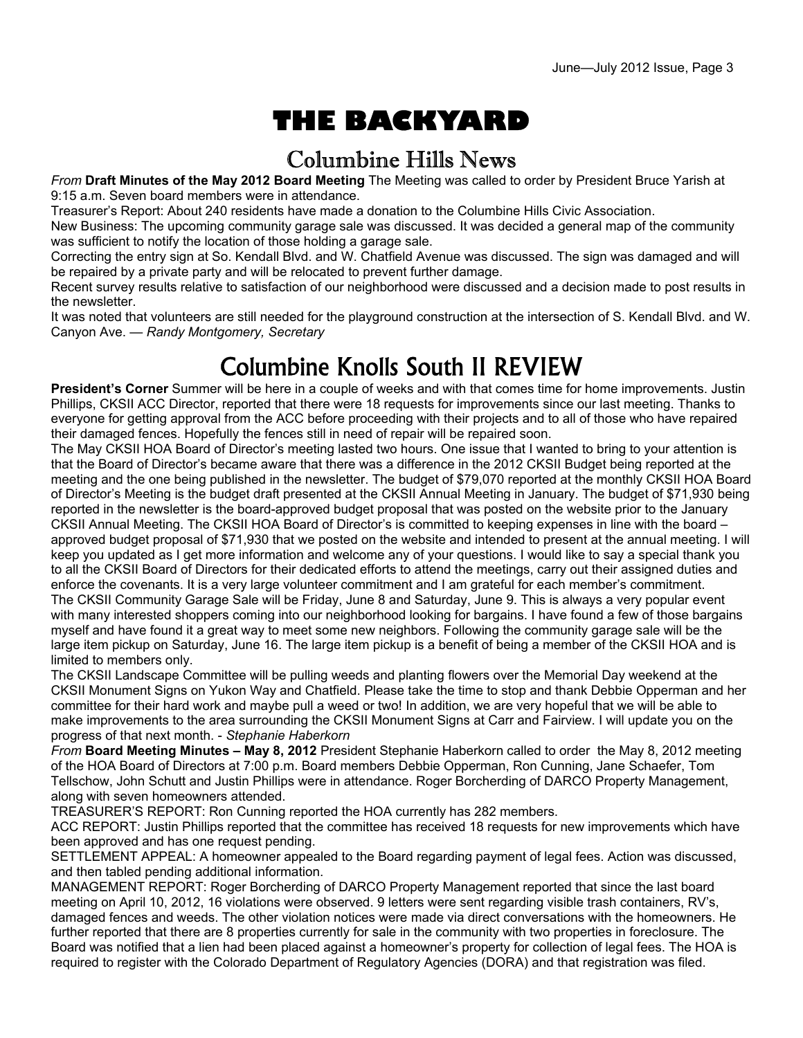# THE BACKYARD

## Columbine Hills News

*From* **Draft Minutes of the May 2012 Board Meeting** The Meeting was called to order by President Bruce Yarish at 9:15 a.m. Seven board members were in attendance.

Treasurer's Report: About 240 residents have made a donation to the Columbine Hills Civic Association.

New Business: The upcoming community garage sale was discussed. It was decided a general map of the community was sufficient to notify the location of those holding a garage sale.

Correcting the entry sign at So. Kendall Blvd. and W. Chatfield Avenue was discussed. The sign was damaged and will be repaired by a private party and will be relocated to prevent further damage.

Recent survey results relative to satisfaction of our neighborhood were discussed and a decision made to post results in the newsletter.

It was noted that volunteers are still needed for the playground construction at the intersection of S. Kendall Blvd. and W. Canyon Ave. — *Randy Montgomery, Secretary*

## Columbine Knolls South II REVIEW

**President's Corner** Summer will be here in a couple of weeks and with that comes time for home improvements. Justin Phillips, CKSII ACC Director, reported that there were 18 requests for improvements since our last meeting. Thanks to everyone for getting approval from the ACC before proceeding with their projects and to all of those who have repaired their damaged fences. Hopefully the fences still in need of repair will be repaired soon.

The May CKSII HOA Board of Director's meeting lasted two hours. One issue that I wanted to bring to your attention is that the Board of Director's became aware that there was a difference in the 2012 CKSII Budget being reported at the meeting and the one being published in the newsletter. The budget of $79,070 reported at the monthly CKSII HOA Board of Director's Meeting is the budget draft presented at the CKSII Annual Meeting in January. The budget of $71,930 being reported in the newsletter is the board-approved budget proposal that was posted on the website prior to the January CKSII Annual Meeting. The CKSII HOA Board of Director's is committed to keeping expenses in line with the board – approved budget proposal of $71,930 that we posted on the website and intended to present at the annual meeting. I will keep you updated as I get more information and welcome any of your questions. I would like to say a special thank you to all the CKSII Board of Directors for their dedicated efforts to attend the meetings, carry out their assigned duties and enforce the covenants. It is a very large volunteer commitment and I am grateful for each member's commitment.

The CKSII Community Garage Sale will be Friday, June 8 and Saturday, June 9. This is always a very popular event with many interested shoppers coming into our neighborhood looking for bargains. I have found a few of those bargains myself and have found it a great way to meet some new neighbors. Following the community garage sale will be the large item pickup on Saturday, June 16. The large item pickup is a benefit of being a member of the CKSII HOA and is limited to members only.

The CKSII Landscape Committee will be pulling weeds and planting flowers over the Memorial Day weekend at the CKSII Monument Signs on Yukon Way and Chatfield. Please take the time to stop and thank Debbie Opperman and her committee for their hard work and maybe pull a weed or two! In addition, we are very hopeful that we will be able to make improvements to the area surrounding the CKSII Monument Signs at Carr and Fairview. I will update you on the progress of that next month. - *Stephanie Haberkorn*

*From* **Board Meeting Minutes – May 8, 2012** President Stephanie Haberkorn called to order the May 8, 2012 meeting of the HOA Board of Directors at 7:00 p.m. Board members Debbie Opperman, Ron Cunning, Jane Schaefer, Tom Tellschow, John Schutt and Justin Phillips were in attendance. Roger Borcherding of DARCO Property Management, along with seven homeowners attended.

TREASURER'S REPORT: Ron Cunning reported the HOA currently has 282 members.

ACC REPORT: Justin Phillips reported that the committee has received 18 requests for new improvements which have been approved and has one request pending.

SETTLEMENT APPEAL: A homeowner appealed to the Board regarding payment of legal fees. Action was discussed, and then tabled pending additional information.

MANAGEMENT REPORT: Roger Borcherding of DARCO Property Management reported that since the last board meeting on April 10, 2012, 16 violations were observed. 9 letters were sent regarding visible trash containers, RV's, damaged fences and weeds. The other violation notices were made via direct conversations with the homeowners. He further reported that there are 8 properties currently for sale in the community with two properties in foreclosure. The Board was notified that a lien had been placed against a homeowner's property for collection of legal fees. The HOA is required to register with the Colorado Department of Regulatory Agencies (DORA) and that registration was filed.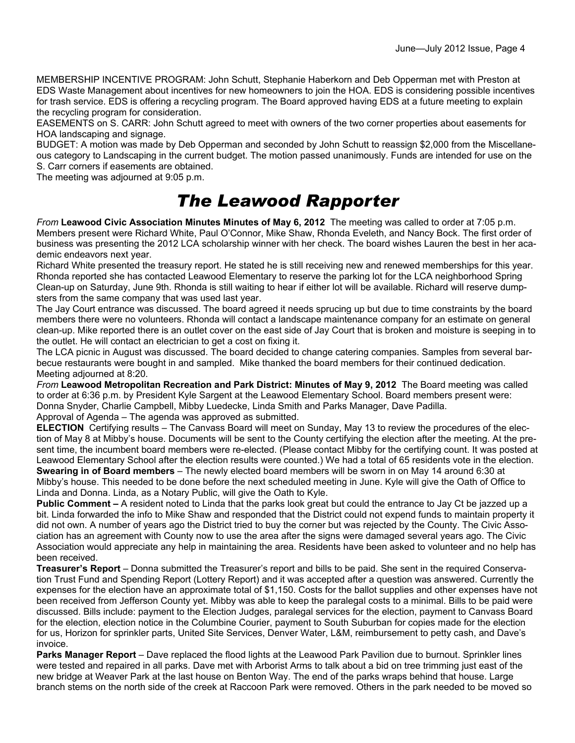MEMBERSHIP INCENTIVE PROGRAM: John Schutt, Stephanie Haberkorn and Deb Opperman met with Preston at EDS Waste Management about incentives for new homeowners to join the HOA. EDS is considering possible incentives for trash service. EDS is offering a recycling program. The Board approved having EDS at a future meeting to explain the recycling program for consideration.

EASEMENTS on S. CARR: John Schutt agreed to meet with owners of the two corner properties about easements for HOA landscaping and signage.

BUDGET: A motion was made by Deb Opperman and seconded by John Schutt to reassign $2,000 from the Miscellaneous category to Landscaping in the current budget. The motion passed unanimously. Funds are intended for use on the S. Carr corners if easements are obtained.

The meeting was adjourned at 9:05 p.m.

# *The Leawood Rapporter*

*From* **Leawood Civic Association Minutes Minutes of May 6, 2012** The meeting was called to order at 7:05 p.m. Members present were Richard White, Paul O'Connor, Mike Shaw, Rhonda Eveleth, and Nancy Bock. The first order of business was presenting the 2012 LCA scholarship winner with her check. The board wishes Lauren the best in her academic endeavors next year.

Richard White presented the treasury report. He stated he is still receiving new and renewed memberships for this year. Rhonda reported she has contacted Leawood Elementary to reserve the parking lot for the LCA neighborhood Spring Clean-up on Saturday, June 9th. Rhonda is still waiting to hear if either lot will be available. Richard will reserve dumpsters from the same company that was used last year.

The Jay Court entrance was discussed. The board agreed it needs sprucing up but due to time constraints by the board members there were no volunteers. Rhonda will contact a landscape maintenance company for an estimate on general clean-up. Mike reported there is an outlet cover on the east side of Jay Court that is broken and moisture is seeping in to the outlet. He will contact an electrician to get a cost on fixing it.

The LCA picnic in August was discussed. The board decided to change catering companies. Samples from several barbecue restaurants were bought in and sampled. Mike thanked the board members for their continued dedication. Meeting adjourned at 8:20.

*From* **Leawood Metropolitan Recreation and Park District: Minutes of May 9, 2012** The Board meeting was called to order at 6:36 p.m. by President Kyle Sargent at the Leawood Elementary School. Board members present were: Donna Snyder, Charlie Campbell, Mibby Luedecke, Linda Smith and Parks Manager, Dave Padilla.

Approval of Agenda – The agenda was approved as submitted.

**ELECTION** Certifying results – The Canvass Board will meet on Sunday, May 13 to review the procedures of the election of May 8 at Mibby's house. Documents will be sent to the County certifying the election after the meeting. At the present time, the incumbent board members were re-elected. (Please contact Mibby for the certifying count. It was posted at Leawood Elementary School after the election results were counted.) We had a total of 65 residents vote in the election.

**Swearing in of Board members** – The newly elected board members will be sworn in on May 14 around 6:30 at Mibby's house. This needed to be done before the next scheduled meeting in June. Kyle will give the Oath of Office to Linda and Donna. Linda, as a Notary Public, will give the Oath to Kyle.

**Public Comment –** A resident noted to Linda that the parks look great but could the entrance to Jay Ct be jazzed up a bit. Linda forwarded the info to Mike Shaw and responded that the District could not expend funds to maintain property it did not own. A number of years ago the District tried to buy the corner but was rejected by the County. The Civic Association has an agreement with County now to use the area after the signs were damaged several years ago. The Civic Association would appreciate any help in maintaining the area. Residents have been asked to volunteer and no help has been received.

**Treasurer's Report** – Donna submitted the Treasurer's report and bills to be paid. She sent in the required Conservation Trust Fund and Spending Report (Lottery Report) and it was accepted after a question was answered. Currently the expenses for the election have an approximate total of $1,150. Costs for the ballot supplies and other expenses have not been received from Jefferson County yet. Mibby was able to keep the paralegal costs to a minimal. Bills to be paid were discussed. Bills include: payment to the Election Judges, paralegal services for the election, payment to Canvass Board for the election, election notice in the Columbine Courier, payment to South Suburban for copies made for the election for us, Horizon for sprinkler parts, United Site Services, Denver Water, L&M, reimbursement to petty cash, and Dave's invoice.

**Parks Manager Report** – Dave replaced the flood lights at the Leawood Park Pavilion due to burnout. Sprinkler lines were tested and repaired in all parks. Dave met with Arborist Arms to talk about a bid on tree trimming just east of the new bridge at Weaver Park at the last house on Benton Way. The end of the parks wraps behind that house. Large branch stems on the north side of the creek at Raccoon Park were removed. Others in the park needed to be moved so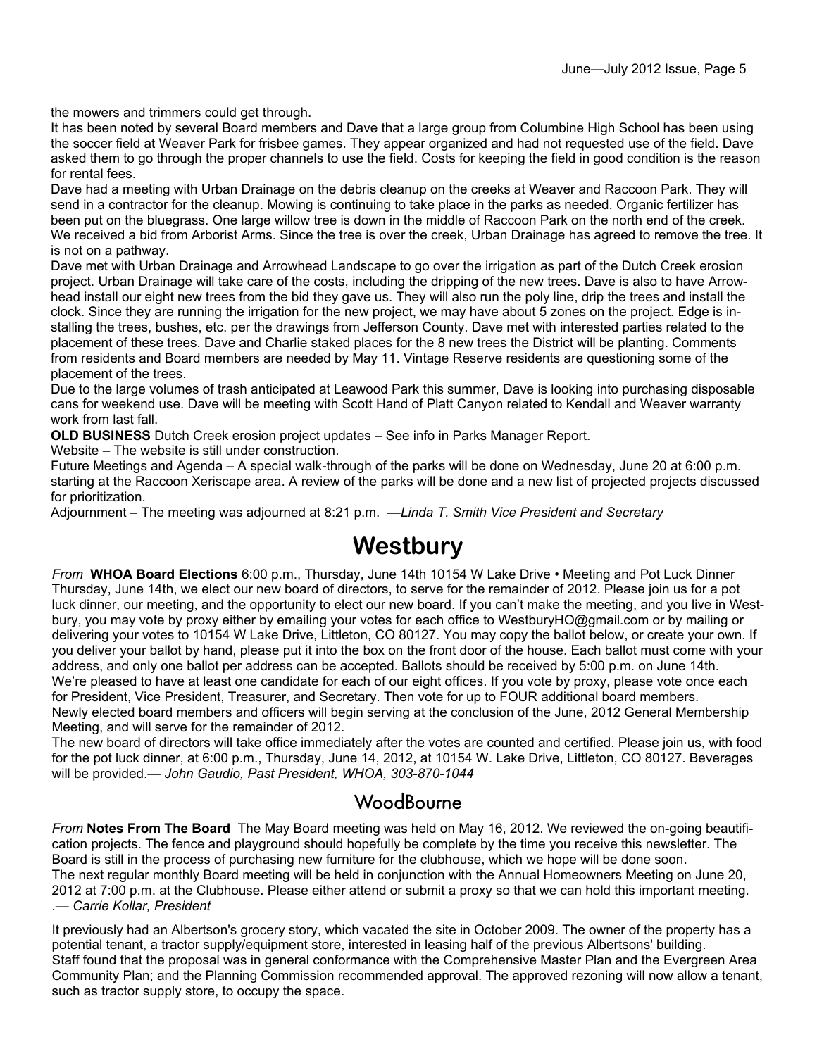the mowers and trimmers could get through.

It has been noted by several Board members and Dave that a large group from Columbine High School has been using the soccer field at Weaver Park for frisbee games. They appear organized and had not requested use of the field. Dave asked them to go through the proper channels to use the field. Costs for keeping the field in good condition is the reason for rental fees.

Dave had a meeting with Urban Drainage on the debris cleanup on the creeks at Weaver and Raccoon Park. They will send in a contractor for the cleanup. Mowing is continuing to take place in the parks as needed. Organic fertilizer has been put on the bluegrass. One large willow tree is down in the middle of Raccoon Park on the north end of the creek. We received a bid from Arborist Arms. Since the tree is over the creek, Urban Drainage has agreed to remove the tree. It is not on a pathway.

Dave met with Urban Drainage and Arrowhead Landscape to go over the irrigation as part of the Dutch Creek erosion project. Urban Drainage will take care of the costs, including the dripping of the new trees. Dave is also to have Arrowhead install our eight new trees from the bid they gave us. They will also run the poly line, drip the trees and install the clock. Since they are running the irrigation for the new project, we may have about 5 zones on the project. Edge is installing the trees, bushes, etc. per the drawings from Jefferson County. Dave met with interested parties related to the placement of these trees. Dave and Charlie staked places for the 8 new trees the District will be planting. Comments from residents and Board members are needed by May 11. Vintage Reserve residents are questioning some of the placement of the trees.

Due to the large volumes of trash anticipated at Leawood Park this summer, Dave is looking into purchasing disposable cans for weekend use. Dave will be meeting with Scott Hand of Platt Canyon related to Kendall and Weaver warranty work from last fall.

**OLD BUSINESS** Dutch Creek erosion project updates – See info in Parks Manager Report.

Website – The website is still under construction.

Future Meetings and Agenda – A special walk-through of the parks will be done on Wednesday, June 20 at 6:00 p.m. starting at the Raccoon Xeriscape area. A review of the parks will be done and a new list of projected projects discussed for prioritization.

Adjournment – The meeting was adjourned at 8:21 p.m. *—Linda T. Smith Vice President and Secretary*

# Westbury

*From* **WHOA Board Elections** 6:00 p.m., Thursday, June 14th 10154 W Lake Drive • Meeting and Pot Luck Dinner Thursday, June 14th, we elect our new board of directors, to serve for the remainder of 2012. Please join us for a pot luck dinner, our meeting, and the opportunity to elect our new board. If you can't make the meeting, and you live in Westbury, you may vote by proxy either by emailing your votes for each office to WestburyHO@gmail.com or by mailing or delivering your votes to 10154 W Lake Drive, Littleton, CO 80127. You may copy the ballot below, or create your own. If you deliver your ballot by hand, please put it into the box on the front door of the house. Each ballot must come with your address, and only one ballot per address can be accepted. Ballots should be received by 5:00 p.m. on June 14th.

We're pleased to have at least one candidate for each of our eight offices. If you vote by proxy, please vote once each for President, Vice President, Treasurer, and Secretary. Then vote for up to FOUR additional board members.

Newly elected board members and officers will begin serving at the conclusion of the June, 2012 General Membership Meeting, and will serve for the remainder of 2012.

The new board of directors will take office immediately after the votes are counted and certified. Please join us, with food for the pot luck dinner, at 6:00 p.m., Thursday, June 14, 2012, at 10154 W. Lake Drive, Littleton, CO 80127. Beverages will be provided.— *John Gaudio, Past President, WHOA, 303-870-1044*

## WoodBourne

*From* **Notes From The Board** The May Board meeting was held on May 16, 2012. We reviewed the on-going beautification projects. The fence and playground should hopefully be complete by the time you receive this newsletter. The Board is still in the process of purchasing new furniture for the clubhouse, which we hope will be done soon.

The next regular monthly Board meeting will be held in conjunction with the Annual Homeowners Meeting on June 20, 2012 at 7:00 p.m. at the Clubhouse. Please either attend or submit a proxy so that we can hold this important meeting. .— *Carrie Kollar, President*

It previously had an Albertson's grocery story, which vacated the site in October 2009. The owner of the property has a potential tenant, a tractor supply/equipment store, interested in leasing half of the previous Albertsons' building.

Staff found that the proposal was in general conformance with the Comprehensive Master Plan and the Evergreen Area Community Plan; and the Planning Commission recommended approval. The approved rezoning will now allow a tenant, such as tractor supply store, to occupy the space.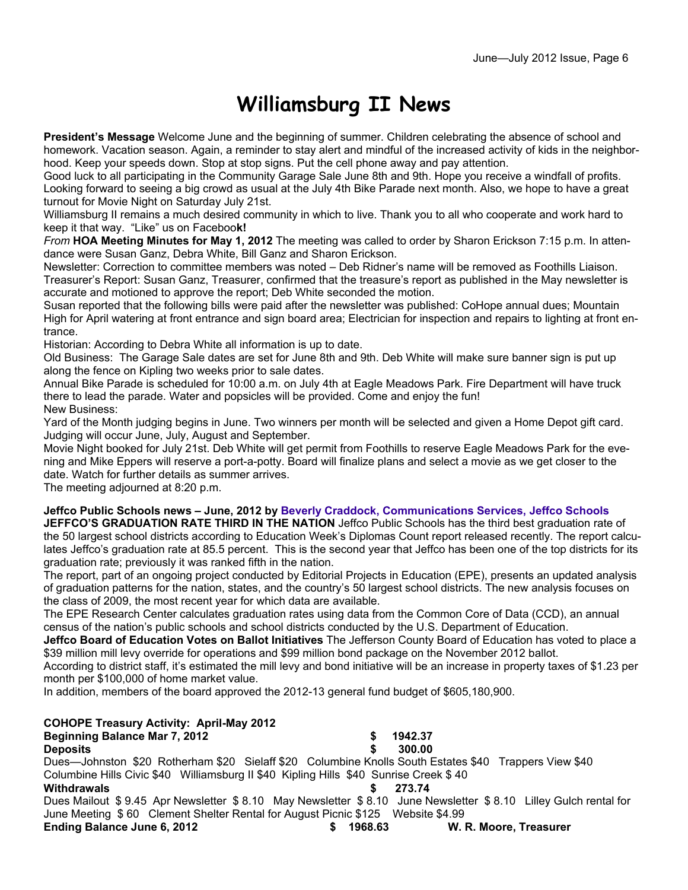# Williamsburg II News

**President's Message** Welcome June and the beginning of summer. Children celebrating the absence of school and homework. Vacation season. Again, a reminder to stay alert and mindful of the increased activity of kids in the neighborhood. Keep your speeds down. Stop at stop signs. Put the cell phone away and pay attention.

Good luck to all participating in the Community Garage Sale June 8th and 9th. Hope you receive a windfall of profits. Looking forward to seeing a big crowd as usual at the July 4th Bike Parade next month. Also, we hope to have a great turnout for Movie Night on Saturday July 21st.

Williamsburg II remains a much desired community in which to live. Thank you to all who cooperate and work hard to keep it that way. "Like" us on Faceboo**k!**

*From* **HOA Meeting Minutes for May 1, 2012** The meeting was called to order by Sharon Erickson 7:15 p.m. In attendance were Susan Ganz, Debra White, Bill Ganz and Sharon Erickson.

Newsletter: Correction to committee members was noted – Deb Ridner's name will be removed as Foothills Liaison.

Treasurer's Report: Susan Ganz, Treasurer, confirmed that the treasure's report as published in the May newsletter is accurate and motioned to approve the report; Deb White seconded the motion.

Susan reported that the following bills were paid after the newsletter was published: CoHope annual dues; Mountain High for April watering at front entrance and sign board area; Electrician for inspection and repairs to lighting at front entrance.

Historian: According to Debra White all information is up to date.

Old Business: The Garage Sale dates are set for June 8th and 9th. Deb White will make sure banner sign is put up along the fence on Kipling two weeks prior to sale dates.

Annual Bike Parade is scheduled for 10:00 a.m. on July 4th at Eagle Meadows Park. Fire Department will have truck there to lead the parade. Water and popsicles will be provided. Come and enjoy the fun!

New Business:

Yard of the Month judging begins in June. Two winners per month will be selected and given a Home Depot gift card. Judging will occur June, July, August and September.

Movie Night booked for July 21st. Deb White will get permit from Foothills to reserve Eagle Meadows Park for the evening and Mike Eppers will reserve a port-a-potty. Board will finalize plans and select a movie as we get closer to the date. Watch for further details as summer arrives.

The meeting adjourned at 8:20 p.m.

**Jeffco Public Schools news – June, 2012 by Beverly Craddock, Communications Services, Jeffco Schools**

**JEFFCO'S GRADUATION RATE THIRD IN THE NATION** Jeffco Public Schools has the third best graduation rate of the 50 largest school districts according to Education Week's Diplomas Count report released recently. The report calculates Jeffco's graduation rate at 85.5 percent. This is the second year that Jeffco has been one of the top districts for its graduation rate; previously it was ranked fifth in the nation.

The report, part of an ongoing project conducted by Editorial Projects in Education (EPE), presents an updated analysis of graduation patterns for the nation, states, and the country's 50 largest school districts. The new analysis focuses on the class of 2009, the most recent year for which data are available.

The EPE Research Center calculates graduation rates using data from the Common Core of Data (CCD), an annual census of the nation's public schools and school districts conducted by the U.S. Department of Education.

**Jeffco Board of Education Votes on Ballot Initiatives** The Jefferson County Board of Education has voted to place a $39 million mill levy override for operations and $99 million bond package on the November 2012 ballot.

According to district staff, it's estimated the mill levy and bond initiative will be an increase in property taxes of $1.23 per month per $100,000 of home market value.

In addition, members of the board approved the 2012-13 general fund budget of $605,180,900.

**COHOPE Treasury Activity: April-May 2012**

**Beginning Balance Mar 7, 2012** **$ 1942.37**

**Deposits** **$ 300.00**

Dues—Johnston $20 Rotherham $20 Sielaff $20 Columbine Knolls South Estates $40 Trappers View $40 Columbine Hills Civic $40 Williamsburg II $40 Kipling Hills $40 Sunrise Creek $ 40

**Withdrawals** **$ 273.74**

Dues Mailout $ 9.45 Apr Newsletter $ 8.10 May Newsletter $ 8.10 June Newsletter $ 8.10 Lilley Gulch rental for June Meeting $ 60 Clement Shelter Rental for August Picnic $125 Website $4.99

**Ending Balance June 6, 2012** **$ 1968.63** **W. R. Moore, Treasurer**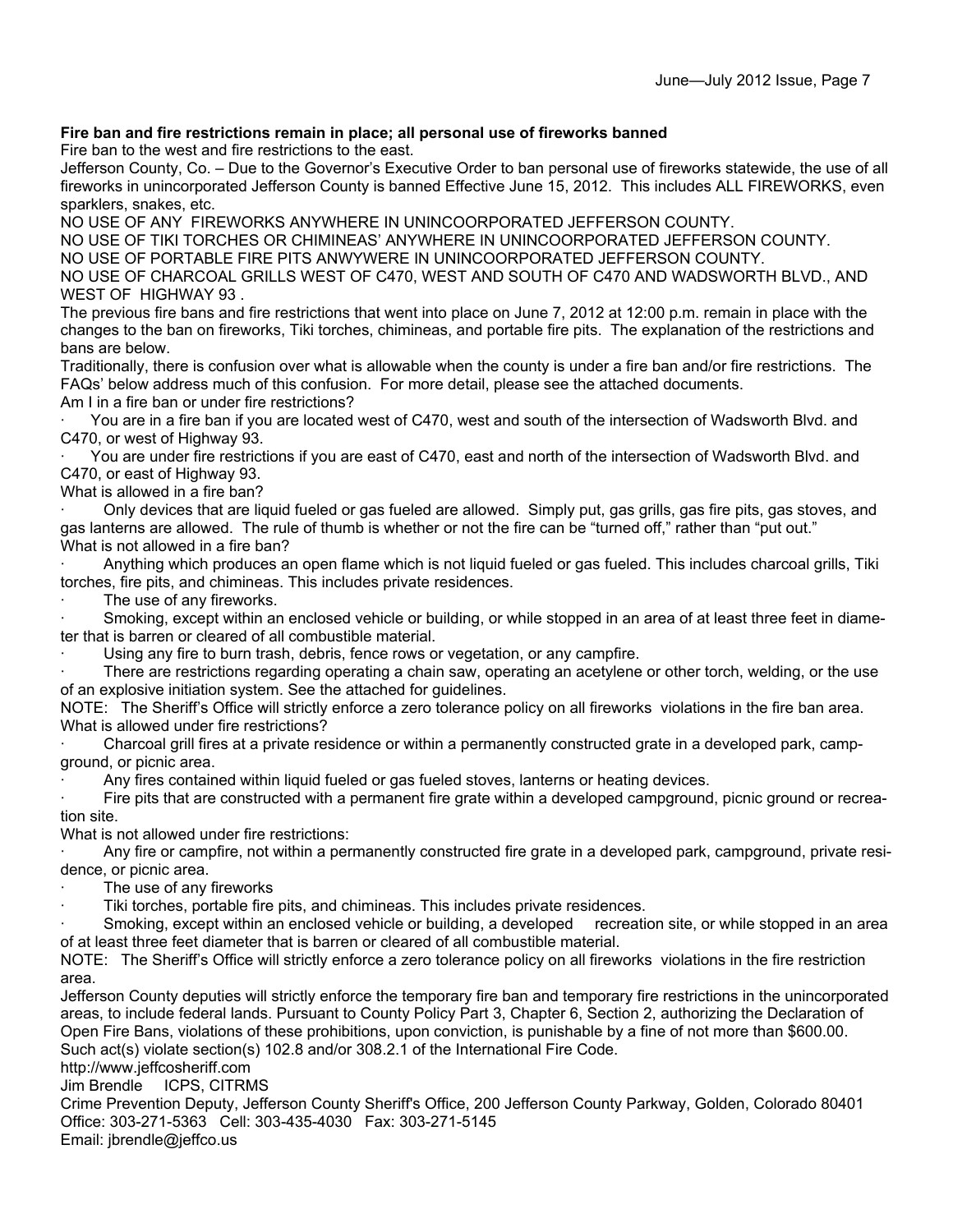**Fire ban and fire restrictions remain in place; all personal use of fireworks banned**

Fire ban to the west and fire restrictions to the east.

Jefferson County, Co. – Due to the Governor's Executive Order to ban personal use of fireworks statewide, the use of all fireworks in unincorporated Jefferson County is banned Effective June 15, 2012. This includes ALL FIREWORKS, even sparklers, snakes, etc.

NO USE OF ANY FIREWORKS ANYWHERE IN UNINCOORPORATED JEFFERSON COUNTY.

NO USE OF TIKI TORCHES OR CHIMINEAS' ANYWHERE IN UNINCOORPORATED JEFFERSON COUNTY.

NO USE OF PORTABLE FIRE PITS ANWYWERE IN UNINCOORPORATED JEFFERSON COUNTY.

NO USE OF CHARCOAL GRILLS WEST OF C470, WEST AND SOUTH OF C470 AND WADSWORTH BLVD., AND WEST OF HIGHWAY 93 .

The previous fire bans and fire restrictions that went into place on June 7, 2012 at 12:00 p.m. remain in place with the changes to the ban on fireworks, Tiki torches, chimineas, and portable fire pits. The explanation of the restrictions and bans are below.

Traditionally, there is confusion over what is allowable when the county is under a fire ban and/or fire restrictions. The FAQs' below address much of this confusion. For more detail, please see the attached documents.

Am I in a fire ban or under fire restrictions?

- You are in a fire ban if you are located west of C470, west and south of the intersection of Wadsworth Blvd. and C470, or west of Highway 93.
- You are under fire restrictions if you are east of C470, east and north of the intersection of Wadsworth Blvd. and C470, or east of Highway 93.

What is allowed in a fire ban?

- Only devices that are liquid fueled or gas fueled are allowed. Simply put, gas grills, gas fire pits, gas stoves, and gas lanterns are allowed. The rule of thumb is whether or not the fire can be "turned off," rather than "put out."

What is not allowed in a fire ban?

- Anything which produces an open flame which is not liquid fueled or gas fueled. This includes charcoal grills, Tiki torches, fire pits, and chimineas. This includes private residences.
- The use of any fireworks.
- Smoking, except within an enclosed vehicle or building, or while stopped in an area of at least three feet in diameter that is barren or cleared of all combustible material.
- Using any fire to burn trash, debris, fence rows or vegetation, or any campfire.
- There are restrictions regarding operating a chain saw, operating an acetylene or other torch, welding, or the use of an explosive initiation system. See the attached for guidelines.

NOTE: The Sheriff's Office will strictly enforce a zero tolerance policy on all fireworks violations in the fire ban area.

What is allowed under fire restrictions?

- Charcoal grill fires at a private residence or within a permanently constructed grate in a developed park, campground, or picnic area.
- Any fires contained within liquid fueled or gas fueled stoves, lanterns or heating devices.
- Fire pits that are constructed with a permanent fire grate within a developed campground, picnic ground or recreation site.

What is not allowed under fire restrictions:

- Any fire or campfire, not within a permanently constructed fire grate in a developed park, campground, private residence, or picnic area.
- The use of any fireworks
- Tiki torches, portable fire pits, and chimineas. This includes private residences.
- Smoking, except within an enclosed vehicle or building, a developed recreation site, or while stopped in an area of at least three feet diameter that is barren or cleared of all combustible material.

NOTE: The Sheriff's Office will strictly enforce a zero tolerance policy on all fireworks violations in the fire restriction area.

Jefferson County deputies will strictly enforce the temporary fire ban and temporary fire restrictions in the unincorporated areas, to include federal lands. Pursuant to County Policy Part 3, Chapter 6, Section 2, authorizing the Declaration of Open Fire Bans, violations of these prohibitions, upon conviction, is punishable by a fine of not more than $600.00. Such act(s) violate section(s) 102.8 and/or 308.2.1 of the International Fire Code.

http://www.jeffcosheriff.com

Jim Brendle ICPS, CITRMS

Crime Prevention Deputy, Jefferson County Sheriff's Office, 200 Jefferson County Parkway, Golden, Colorado 80401

Office: 303-271-5363 Cell: 303-435-4030 Fax: 303-271-5145

Email: jbrendle@jeffco.us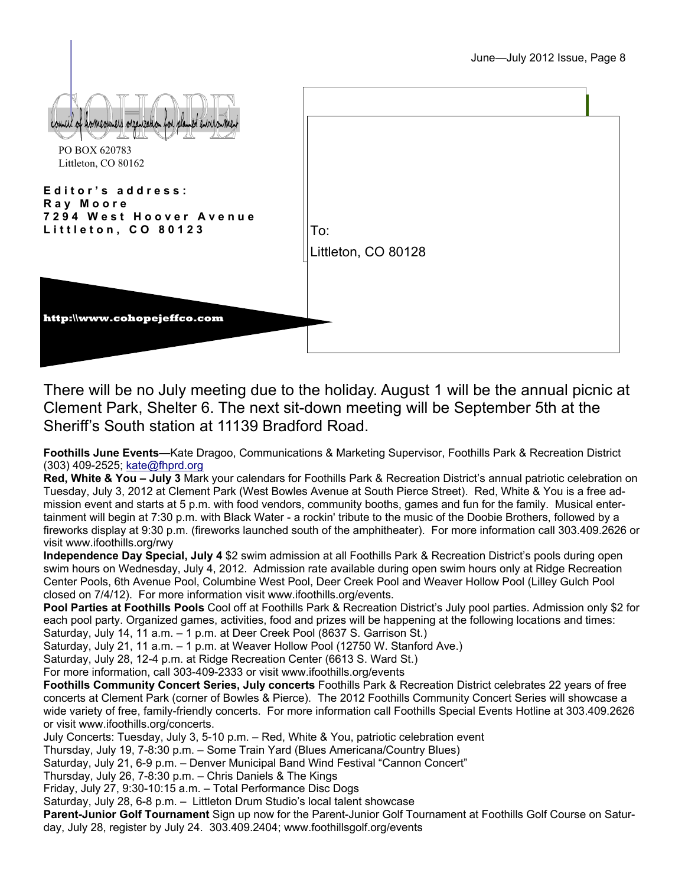COHOPE

council of homeowners organization for planned environment

PO BOX 620783
Littleton, CO 80162

**Editor's address:**
**Ray Moore**
**7294 West Hoover Avenue**
**Littleton, CO 80123**

To:

Littleton, CO 80128

**http:\\www.cohopejeffco.com**

There will be no July meeting due to the holiday. August 1 will be the annual picnic at Clement Park, Shelter 6. The next sit-down meeting will be September 5th at the Sheriff's South station at 11139 Bradford Road.

**Foothills June Events—**Kate Dragoo, Communications & Marketing Supervisor, Foothills Park & Recreation District (303) 409-2525; kate@fhprd.org

**Red, White & You – July 3** Mark your calendars for Foothills Park & Recreation District's annual patriotic celebration on Tuesday, July 3, 2012 at Clement Park (West Bowles Avenue at South Pierce Street). Red, White & You is a free admission event and starts at 5 p.m. with food vendors, community booths, games and fun for the family. Musical entertainment will begin at 7:30 p.m. with Black Water - a rockin' tribute to the music of the Doobie Brothers, followed by a fireworks display at 9:30 p.m. (fireworks launched south of the amphitheater). For more information call 303.409.2626 or visit www.ifoothills.org/rwy

**Independence Day Special, July 4** $2 swim admission at all Foothills Park & Recreation District's pools during open swim hours on Wednesday, July 4, 2012. Admission rate available during open swim hours only at Ridge Recreation Center Pools, 6th Avenue Pool, Columbine West Pool, Deer Creek Pool and Weaver Hollow Pool (Lilley Gulch Pool closed on 7/4/12). For more information visit www.ifoothills.org/events.

**Pool Parties at Foothills Pools** Cool off at Foothills Park & Recreation District's July pool parties. Admission only $2 for each pool party. Organized games, activities, food and prizes will be happening at the following locations and times:

Saturday, July 14, 11 a.m. – 1 p.m. at Deer Creek Pool (8637 S. Garrison St.)

Saturday, July 21, 11 a.m. – 1 p.m. at Weaver Hollow Pool (12750 W. Stanford Ave.)

Saturday, July 28, 12-4 p.m. at Ridge Recreation Center (6613 S. Ward St.)

For more information, call 303-409-2333 or visit www.ifoothills.org/events

**Foothills Community Concert Series, July concerts** Foothills Park & Recreation District celebrates 22 years of free concerts at Clement Park (corner of Bowles & Pierce). The 2012 Foothills Community Concert Series will showcase a wide variety of free, family-friendly concerts. For more information call Foothills Special Events Hotline at 303.409.2626 or visit www.ifoothills.org/concerts.

July Concerts: Tuesday, July 3, 5-10 p.m. – Red, White & You, patriotic celebration event

Thursday, July 19, 7-8:30 p.m. – Some Train Yard (Blues Americana/Country Blues)

Saturday, July 21, 6-9 p.m. – Denver Municipal Band Wind Festival "Cannon Concert"

Thursday, July 26, 7-8:30 p.m. – Chris Daniels & The Kings

Friday, July 27, 9:30-10:15 a.m. – Total Performance Disc Dogs

Saturday, July 28, 6-8 p.m. – Littleton Drum Studio's local talent showcase

**Parent-Junior Golf Tournament** Sign up now for the Parent-Junior Golf Tournament at Foothills Golf Course on Saturday, July 28, register by July 24. 303.409.2404; www.foothillsgolf.org/events